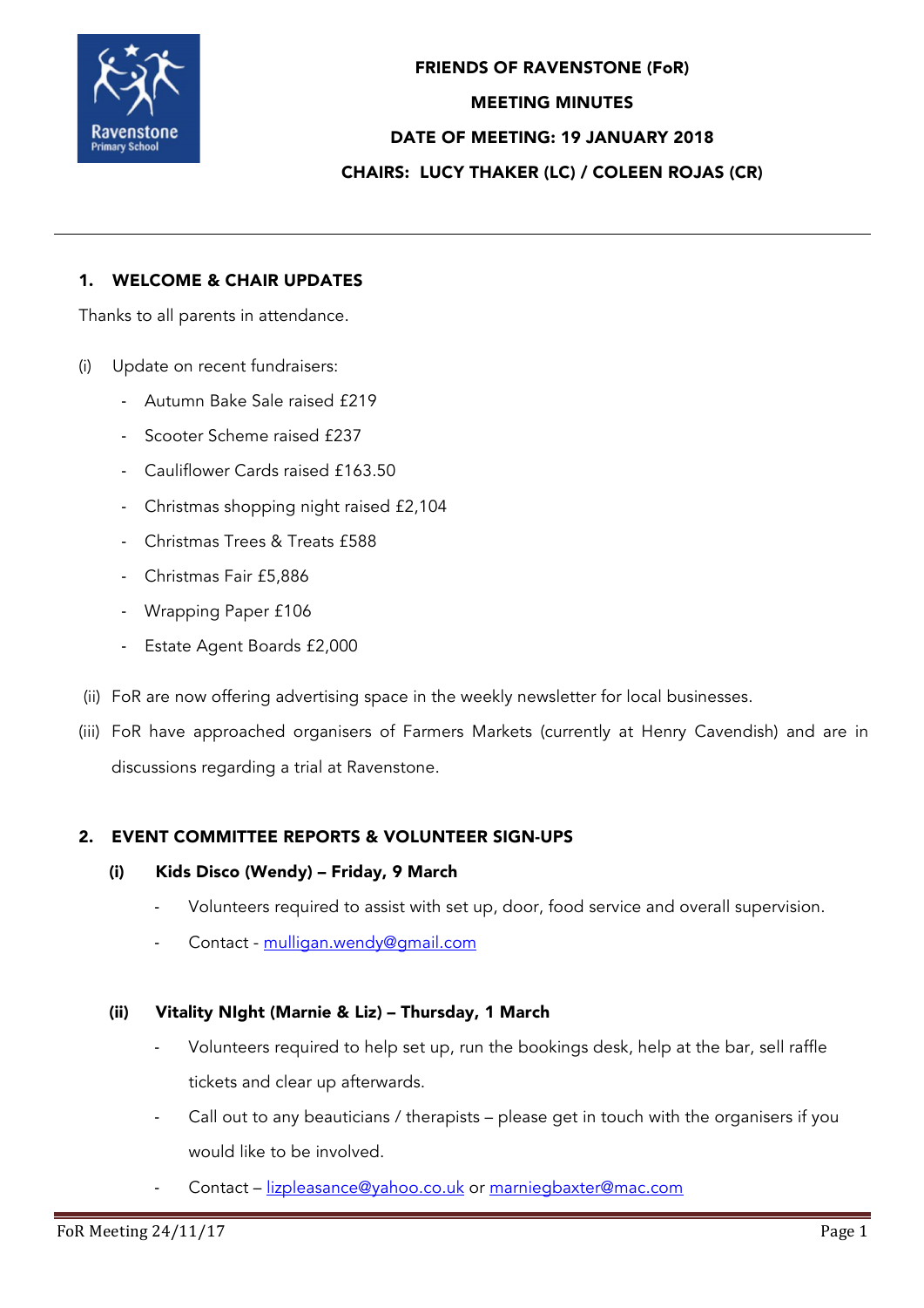# FRIENDS OF RAVENSTONE (FoR)

## MEETING MINUTES

## DATE OF MEETING: 19 JANUARY 2018

## CHAIRS: LUCY THAKER (LC) / COLEEN ROJAS (CR)

---

### 1. WELCOME & CHAIR UPDATES

Thanks to all parents in attendance.

(i) Update on recent fundraisers:

- Autumn Bake Sale raised £219
- Scooter Scheme raised £237
- Cauliflower Cards raised £163.50
- Christmas shopping night raised £2,104
- Christmas Trees & Treats £588
- Christmas Fair £5,886
- Wrapping Paper £106
- Estate Agent Boards £2,000

(ii) FoR are now offering advertising space in the weekly newsletter for local businesses.

(iii) FoR have approached organisers of Farmers Markets (currently at Henry Cavendish) and are in discussions regarding a trial at Ravenstone.

### 2. EVENT COMMITTEE REPORTS & VOLUNTEER SIGN-UPS

#### (i) Kids Disco (Wendy) – Friday, 9 March

- Volunteers required to assist with set up, door, food service and overall supervision.
- Contact - mulligan.wendy@gmail.com

#### (ii) Vitality NIght (Marnie & Liz) – Thursday, 1 March

- Volunteers required to help set up, run the bookings desk, help at the bar, sell raffle tickets and clear up afterwards.
- Call out to any beauticians / therapists – please get in touch with the organisers if you would like to be involved.
- Contact – lizpleasance@yahoo.co.uk or marniegbaxter@mac.com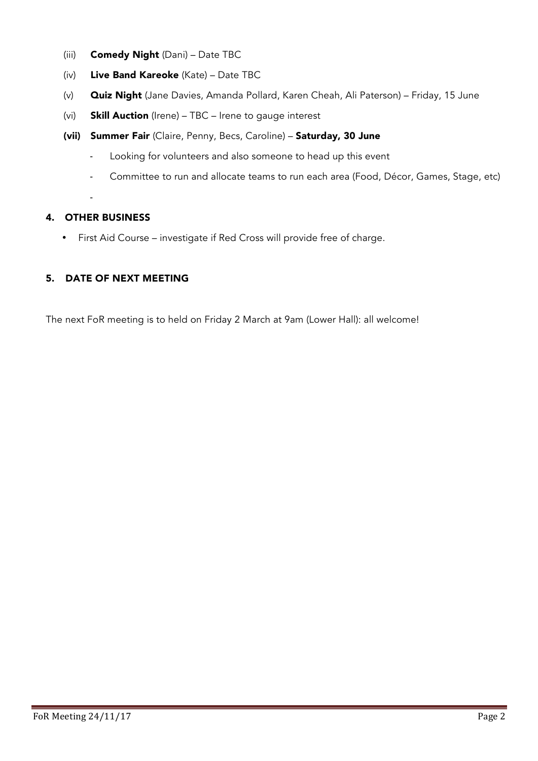(iii) **Comedy Night** (Dani) – Date TBC

(iv) **Live Band Kareoke** (Kate) – Date TBC

(v) **Quiz Night** (Jane Davies, Amanda Pollard, Karen Cheah, Ali Paterson) – Friday, 15 June

(vi) **Skill Auction** (Irene) – TBC – Irene to gauge interest

**(vii) Summer Fair** (Claire, Penny, Becs, Caroline) – **Saturday, 30 June**

- Looking for volunteers and also someone to head up this event
- Committee to run and allocate teams to run each area (Food, Décor, Games, Stage, etc)
-

## 4. OTHER BUSINESS

- First Aid Course – investigate if Red Cross will provide free of charge.

## 5. DATE OF NEXT MEETING

The next FoR meeting is to held on Friday 2 March at 9am (Lower Hall): all welcome!